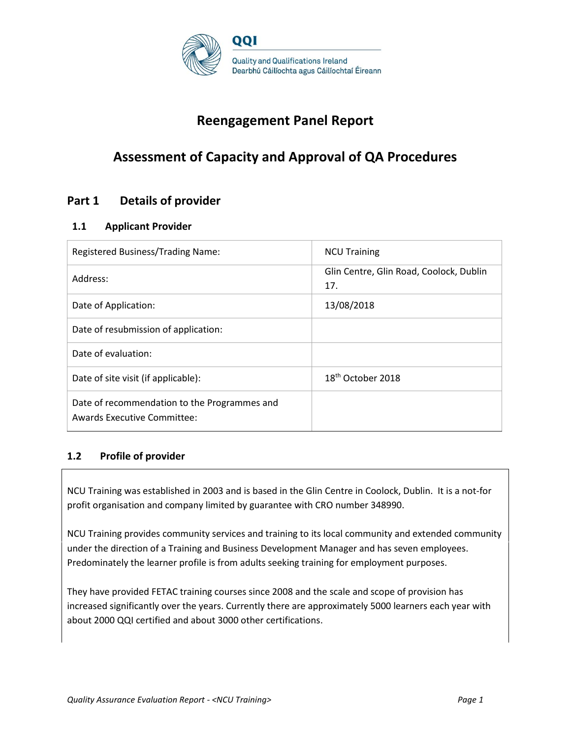QQI

Quality and Qualifications Ireland
Dearbhú Cáilíochta agus Cáilíochtaí Éireann

# Reengagement Panel Report

# Assessment of Capacity and Approval of QA Procedures

## Part 1 Details of provider

### 1.1 Applicant Provider

| | |
|---|---|
| Registered Business/Trading Name: | NCU Training |
| Address: | Glin Centre, Glin Road, Coolock, Dublin 17. |
| Date of Application: | 13/08/2018 |
| Date of resubmission of application: | |
| Date of evaluation: | |
| Date of site visit (if applicable): | 18th October 2018 |
| Date of recommendation to the Programmes and Awards Executive Committee: | |

### 1.2 Profile of provider

NCU Training was established in 2003 and is based in the Glin Centre in Coolock, Dublin. It is a not-for profit organisation and company limited by guarantee with CRO number 348990.

NCU Training provides community services and training to its local community and extended community under the direction of a Training and Business Development Manager and has seven employees. Predominately the learner profile is from adults seeking training for employment purposes.

They have provided FETAC training courses since 2008 and the scale and scope of provision has increased significantly over the years. Currently there are approximately 5000 learners each year with about 2000 QQI certified and about 3000 other certifications.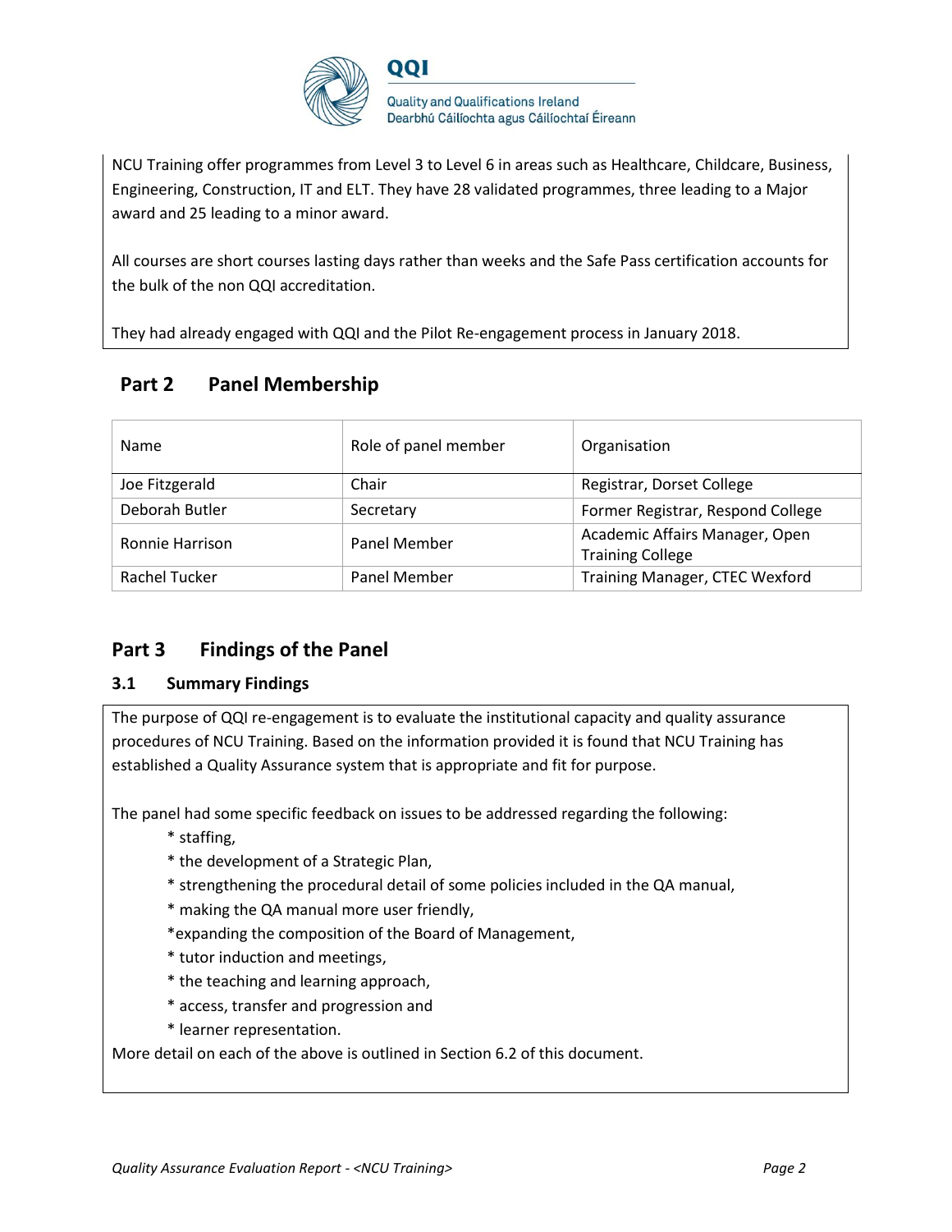NCU Training offer programmes from Level 3 to Level 6 in areas such as Healthcare, Childcare, Business, Engineering, Construction, IT and ELT. They have 28 validated programmes, three leading to a Major award and 25 leading to a minor award.

All courses are short courses lasting days rather than weeks and the Safe Pass certification accounts for the bulk of the non QQI accreditation.

They had already engaged with QQI and the Pilot Re-engagement process in January 2018.

## Part 2 Panel Membership

| Name | Role of panel member | Organisation |
|---|---|---|
| Joe Fitzgerald | Chair | Registrar, Dorset College |
| Deborah Butler | Secretary | Former Registrar, Respond College |
| Ronnie Harrison | Panel Member | Academic Affairs Manager, Open Training College |
| Rachel Tucker | Panel Member | Training Manager, CTEC Wexford |

## Part 3 Findings of the Panel

### 3.1 Summary Findings

The purpose of QQI re-engagement is to evaluate the institutional capacity and quality assurance procedures of NCU Training. Based on the information provided it is found that NCU Training has established a Quality Assurance system that is appropriate and fit for purpose.

The panel had some specific feedback on issues to be addressed regarding the following:

- staffing,
- the development of a Strategic Plan,
- strengthening the procedural detail of some policies included in the QA manual,
- making the QA manual more user friendly,
- expanding the composition of the Board of Management,
- tutor induction and meetings,
- the teaching and learning approach,
- access, transfer and progression and
- learner representation.

More detail on each of the above is outlined in Section 6.2 of this document.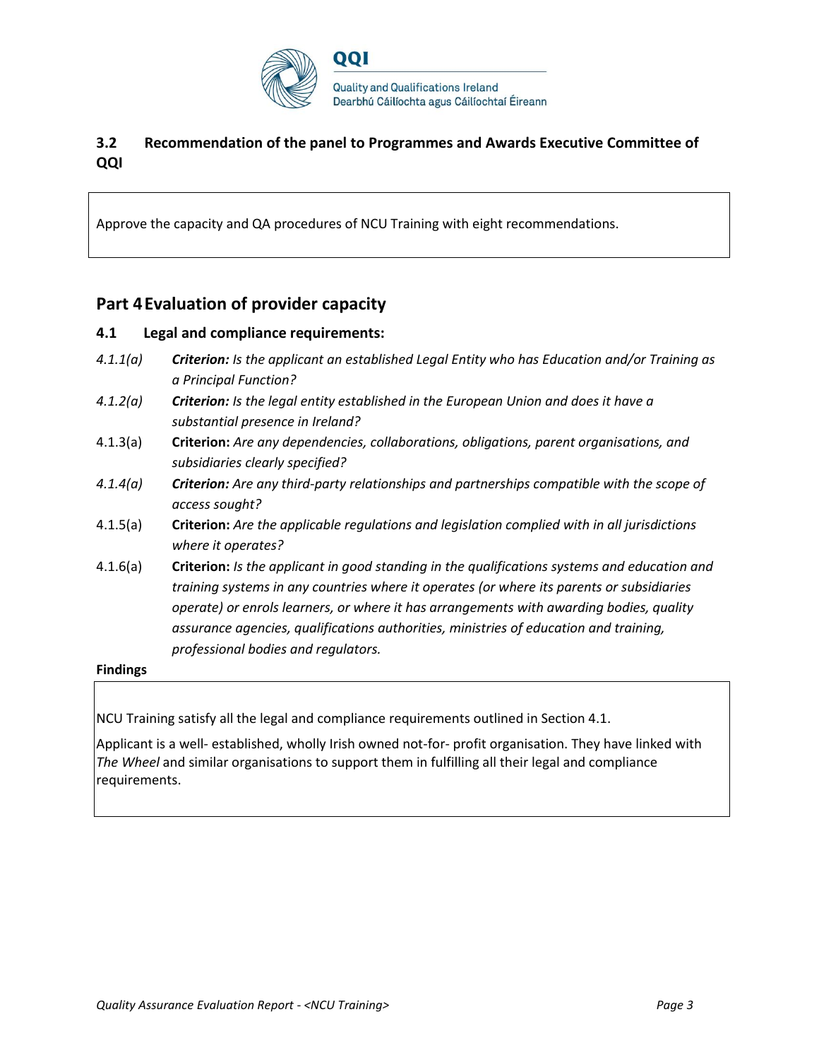### 3.2 Recommendation of the panel to Programmes and Awards Executive Committee of QQI

Approve the capacity and QA procedures of NCU Training with eight recommendations.

## Part 4 Evaluation of provider capacity

### 4.1 Legal and compliance requirements:

*4.1.1(a)* ***Criterion:*** *Is the applicant an established Legal Entity who has Education and/or Training as a Principal Function?*

*4.1.2(a)* ***Criterion:*** *Is the legal entity established in the European Union and does it have a substantial presence in Ireland?*

4.1.3(a) **Criterion:** *Are any dependencies, collaborations, obligations, parent organisations, and subsidiaries clearly specified?*

*4.1.4(a)* ***Criterion:*** *Are any third-party relationships and partnerships compatible with the scope of access sought?*

4.1.5(a) **Criterion:** *Are the applicable regulations and legislation complied with in all jurisdictions where it operates?*

4.1.6(a) **Criterion:** *Is the applicant in good standing in the qualifications systems and education and training systems in any countries where it operates (or where its parents or subsidiaries operate) or enrols learners, or where it has arrangements with awarding bodies, quality assurance agencies, qualifications authorities, ministries of education and training, professional bodies and regulators.*

**Findings**

NCU Training satisfy all the legal and compliance requirements outlined in Section 4.1.

Applicant is a well- established, wholly Irish owned not-for- profit organisation. They have linked with *The Wheel* and similar organisations to support them in fulfilling all their legal and compliance requirements.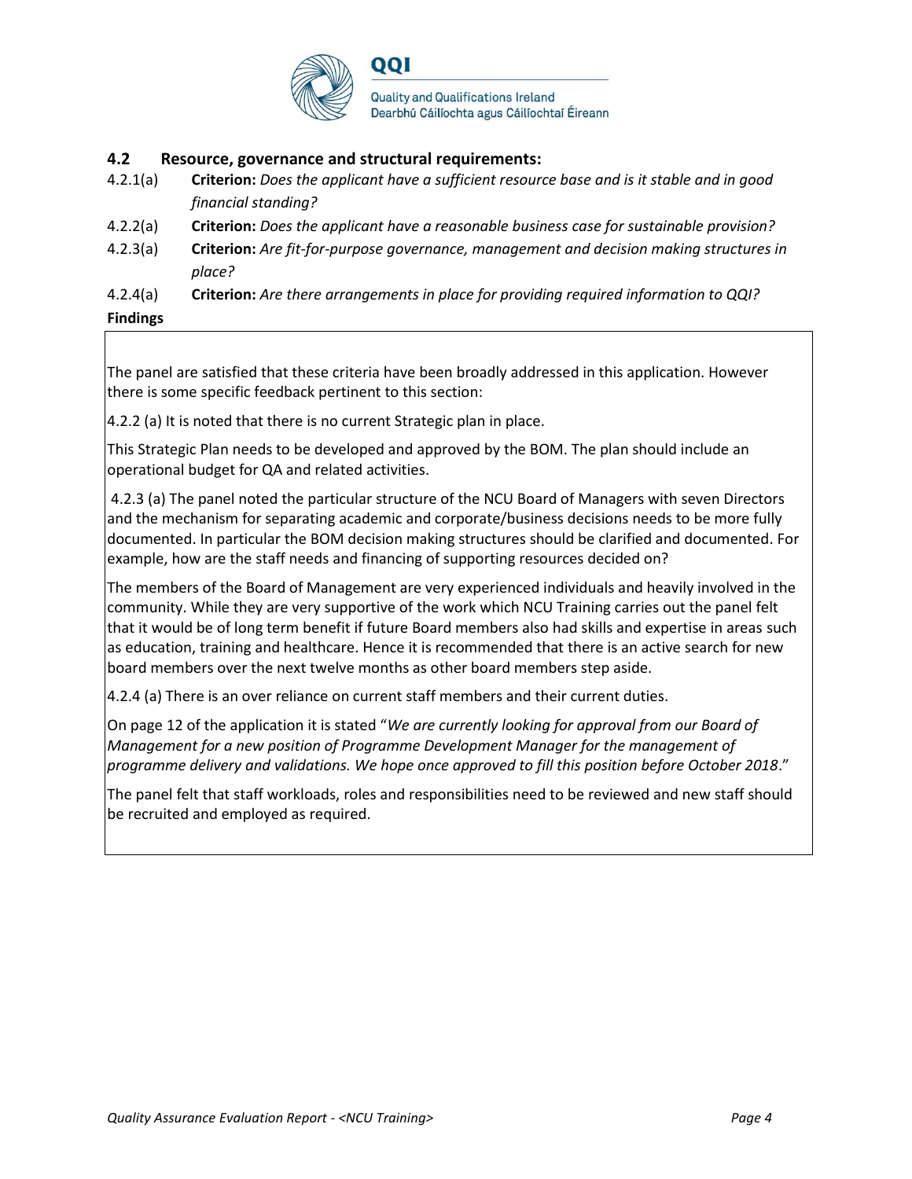## 4.2 Resource, governance and structural requirements:

4.2.1(a) **Criterion:** *Does the applicant have a sufficient resource base and is it stable and in good financial standing?*

4.2.2(a) **Criterion:** *Does the applicant have a reasonable business case for sustainable provision?*

4.2.3(a) **Criterion:** *Are fit-for-purpose governance, management and decision making structures in place?*

4.2.4(a) **Criterion:** *Are there arrangements in place for providing required information to QQI?*

**Findings**

The panel are satisfied that these criteria have been broadly addressed in this application. However there is some specific feedback pertinent to this section:

4.2.2 (a) It is noted that there is no current Strategic plan in place.

This Strategic Plan needs to be developed and approved by the BOM. The plan should include an operational budget for QA and related activities.

4.2.3 (a) The panel noted the particular structure of the NCU Board of Managers with seven Directors and the mechanism for separating academic and corporate/business decisions needs to be more fully documented. In particular the BOM decision making structures should be clarified and documented. For example, how are the staff needs and financing of supporting resources decided on?

The members of the Board of Management are very experienced individuals and heavily involved in the community. While they are very supportive of the work which NCU Training carries out the panel felt that it would be of long term benefit if future Board members also had skills and expertise in areas such as education, training and healthcare. Hence it is recommended that there is an active search for new board members over the next twelve months as other board members step aside.

4.2.4 (a) There is an over reliance on current staff members and their current duties.

On page 12 of the application it is stated "*We are currently looking for approval from our Board of Management for a new position of Programme Development Manager for the management of programme delivery and validations. We hope once approved to fill this position before October 2018*."

The panel felt that staff workloads, roles and responsibilities need to be reviewed and new staff should be recruited and employed as required.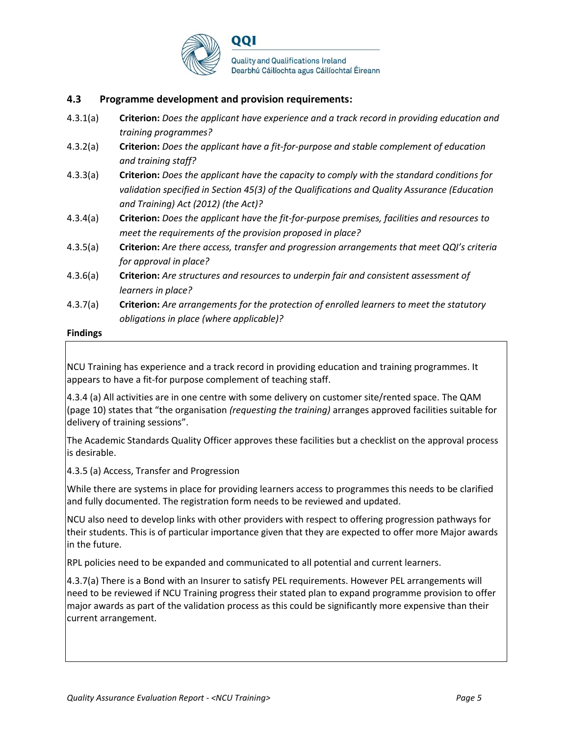### 4.3 Programme development and provision requirements:

4.3.1(a) **Criterion:** *Does the applicant have experience and a track record in providing education and training programmes?*

4.3.2(a) **Criterion:** *Does the applicant have a fit-for-purpose and stable complement of education and training staff?*

4.3.3(a) **Criterion:** *Does the applicant have the capacity to comply with the standard conditions for validation specified in Section 45(3) of the Qualifications and Quality Assurance (Education and Training) Act (2012) (the Act)?*

4.3.4(a) **Criterion:** *Does the applicant have the fit-for-purpose premises, facilities and resources to meet the requirements of the provision proposed in place?*

4.3.5(a) **Criterion:** *Are there access, transfer and progression arrangements that meet QQI's criteria for approval in place?*

4.3.6(a) **Criterion:** *Are structures and resources to underpin fair and consistent assessment of learners in place?*

4.3.7(a) **Criterion:** *Are arrangements for the protection of enrolled learners to meet the statutory obligations in place (where applicable)?*

**Findings**

NCU Training has experience and a track record in providing education and training programmes. It appears to have a fit-for purpose complement of teaching staff.

4.3.4 (a) All activities are in one centre with some delivery on customer site/rented space. The QAM (page 10) states that "the organisation *(requesting the training)* arranges approved facilities suitable for delivery of training sessions".

The Academic Standards Quality Officer approves these facilities but a checklist on the approval process is desirable.

4.3.5 (a) Access, Transfer and Progression

While there are systems in place for providing learners access to programmes this needs to be clarified and fully documented. The registration form needs to be reviewed and updated.

NCU also need to develop links with other providers with respect to offering progression pathways for their students. This is of particular importance given that they are expected to offer more Major awards in the future.

RPL policies need to be expanded and communicated to all potential and current learners.

4.3.7(a) There is a Bond with an Insurer to satisfy PEL requirements. However PEL arrangements will need to be reviewed if NCU Training progress their stated plan to expand programme provision to offer major awards as part of the validation process as this could be significantly more expensive than their current arrangement.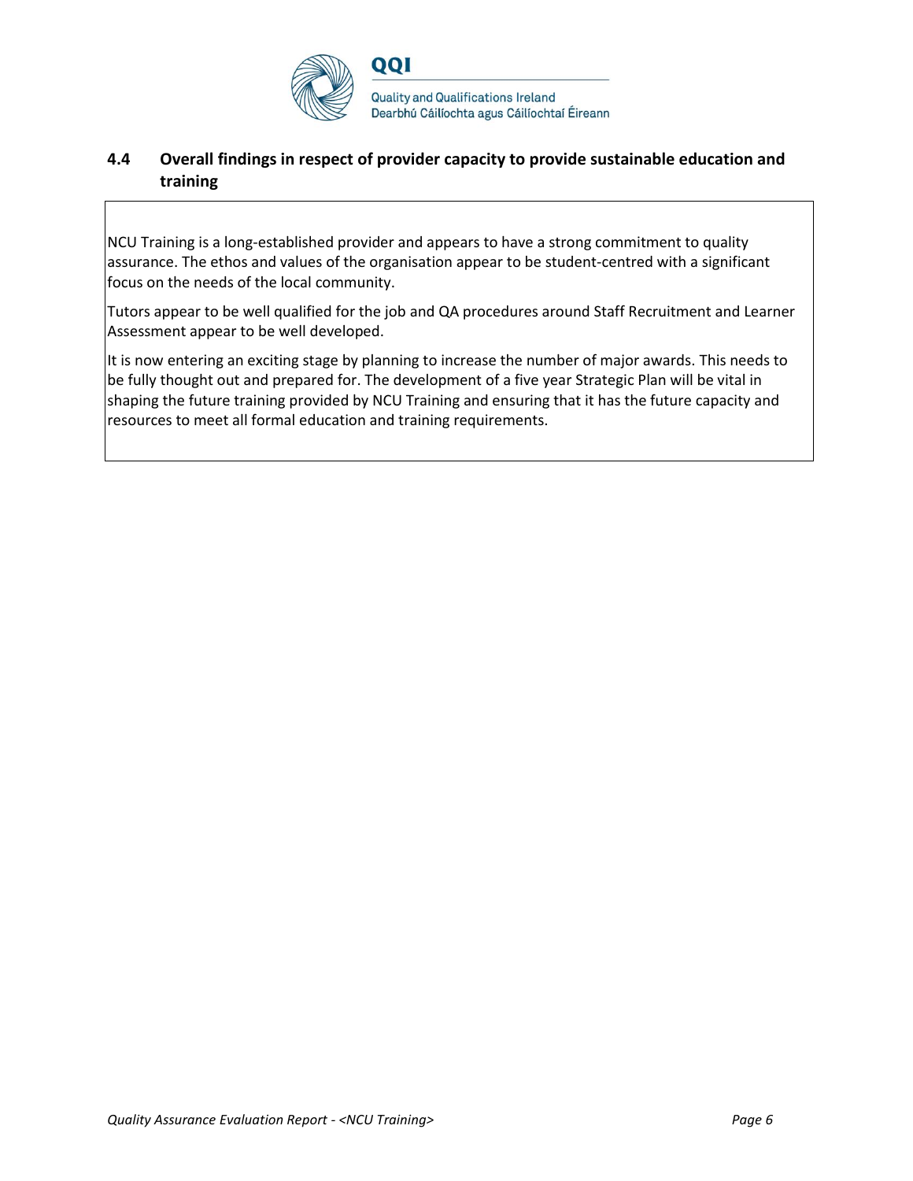## 4.4 Overall findings in respect of provider capacity to provide sustainable education and training

NCU Training is a long-established provider and appears to have a strong commitment to quality assurance. The ethos and values of the organisation appear to be student-centred with a significant focus on the needs of the local community.

Tutors appear to be well qualified for the job and QA procedures around Staff Recruitment and Learner Assessment appear to be well developed.

It is now entering an exciting stage by planning to increase the number of major awards. This needs to be fully thought out and prepared for. The development of a five year Strategic Plan will be vital in shaping the future training provided by NCU Training and ensuring that it has the future capacity and resources to meet all formal education and training requirements.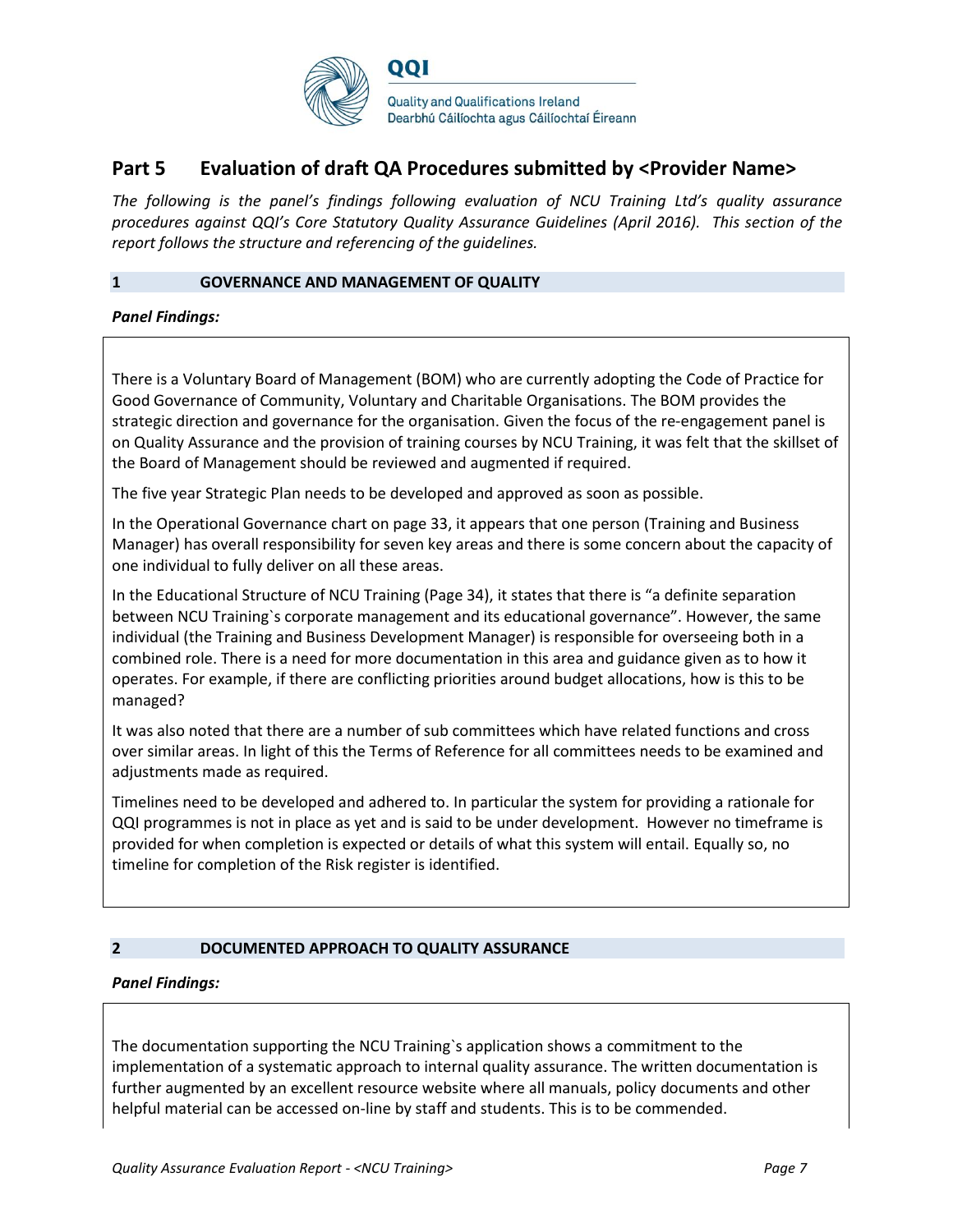# Part 5 Evaluation of draft QA Procedures submitted by <Provider Name>

*The following is the panel's findings following evaluation of NCU Training Ltd's quality assurance procedures against QQI's Core Statutory Quality Assurance Guidelines (April 2016). This section of the report follows the structure and referencing of the guidelines.*

## 1 GOVERNANCE AND MANAGEMENT OF QUALITY

***Panel Findings:***

There is a Voluntary Board of Management (BOM) who are currently adopting the Code of Practice for Good Governance of Community, Voluntary and Charitable Organisations. The BOM provides the strategic direction and governance for the organisation. Given the focus of the re-engagement panel is on Quality Assurance and the provision of training courses by NCU Training, it was felt that the skillset of the Board of Management should be reviewed and augmented if required.

The five year Strategic Plan needs to be developed and approved as soon as possible.

In the Operational Governance chart on page 33, it appears that one person (Training and Business Manager) has overall responsibility for seven key areas and there is some concern about the capacity of one individual to fully deliver on all these areas.

In the Educational Structure of NCU Training (Page 34), it states that there is "a definite separation between NCU Training`s corporate management and its educational governance". However, the same individual (the Training and Business Development Manager) is responsible for overseeing both in a combined role. There is a need for more documentation in this area and guidance given as to how it operates. For example, if there are conflicting priorities around budget allocations, how is this to be managed?

It was also noted that there are a number of sub committees which have related functions and cross over similar areas. In light of this the Terms of Reference for all committees needs to be examined and adjustments made as required.

Timelines need to be developed and adhered to. In particular the system for providing a rationale for QQI programmes is not in place as yet and is said to be under development. However no timeframe is provided for when completion is expected or details of what this system will entail. Equally so, no timeline for completion of the Risk register is identified.

## 2 DOCUMENTED APPROACH TO QUALITY ASSURANCE

***Panel Findings:***

The documentation supporting the NCU Training`s application shows a commitment to the implementation of a systematic approach to internal quality assurance. The written documentation is further augmented by an excellent resource website where all manuals, policy documents and other helpful material can be accessed on-line by staff and students. This is to be commended.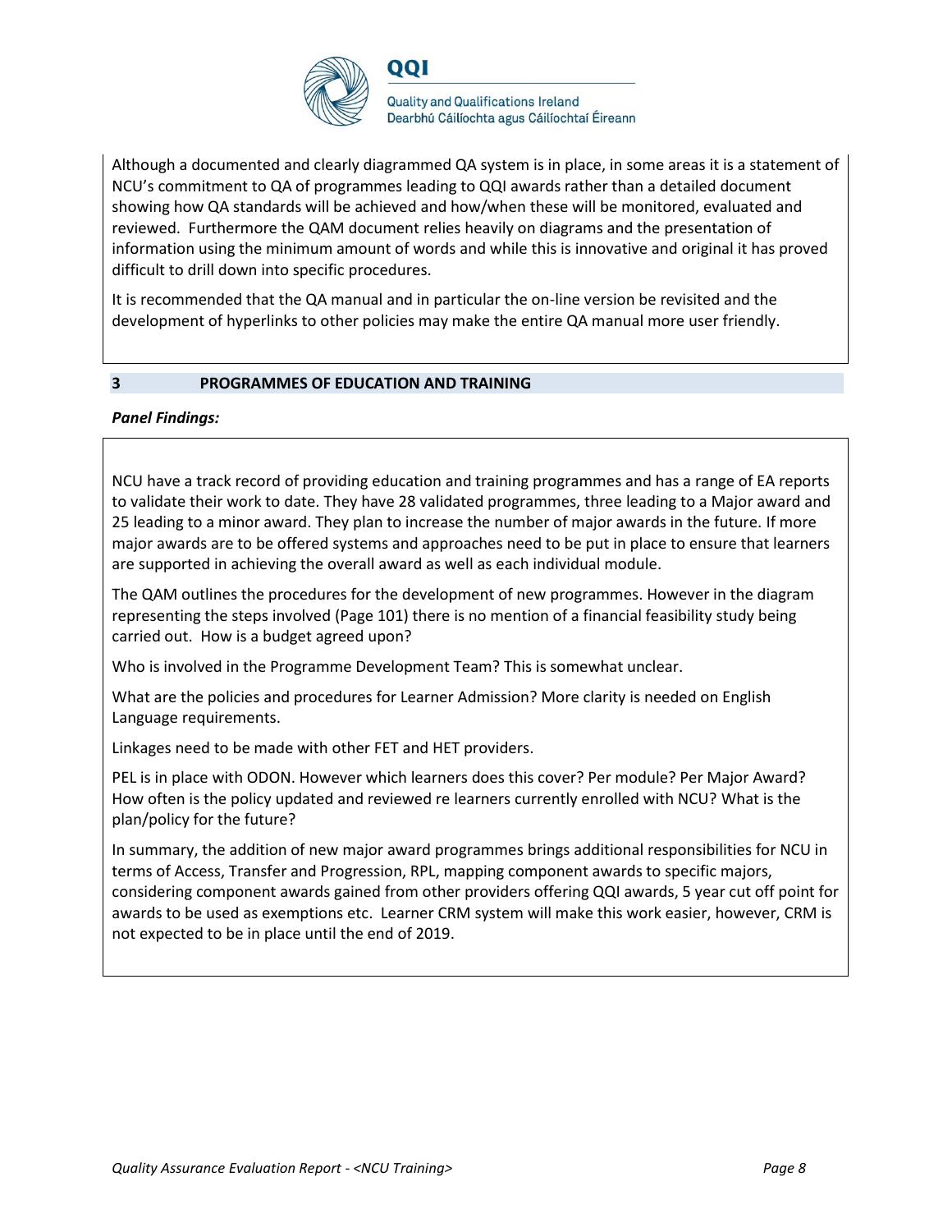Although a documented and clearly diagrammed QA system is in place, in some areas it is a statement of NCU's commitment to QA of programmes leading to QQI awards rather than a detailed document showing how QA standards will be achieved and how/when these will be monitored, evaluated and reviewed. Furthermore the QAM document relies heavily on diagrams and the presentation of information using the minimum amount of words and while this is innovative and original it has proved difficult to drill down into specific procedures.

It is recommended that the QA manual and in particular the on-line version be revisited and the development of hyperlinks to other policies may make the entire QA manual more user friendly.

## 3 PROGRAMMES OF EDUCATION AND TRAINING

***Panel Findings:***

NCU have a track record of providing education and training programmes and has a range of EA reports to validate their work to date. They have 28 validated programmes, three leading to a Major award and 25 leading to a minor award. They plan to increase the number of major awards in the future. If more major awards are to be offered systems and approaches need to be put in place to ensure that learners are supported in achieving the overall award as well as each individual module.

The QAM outlines the procedures for the development of new programmes. However in the diagram representing the steps involved (Page 101) there is no mention of a financial feasibility study being carried out. How is a budget agreed upon?

Who is involved in the Programme Development Team? This is somewhat unclear.

What are the policies and procedures for Learner Admission? More clarity is needed on English Language requirements.

Linkages need to be made with other FET and HET providers.

PEL is in place with ODON. However which learners does this cover? Per module? Per Major Award? How often is the policy updated and reviewed re learners currently enrolled with NCU? What is the plan/policy for the future?

In summary, the addition of new major award programmes brings additional responsibilities for NCU in terms of Access, Transfer and Progression, RPL, mapping component awards to specific majors, considering component awards gained from other providers offering QQI awards, 5 year cut off point for awards to be used as exemptions etc. Learner CRM system will make this work easier, however, CRM is not expected to be in place until the end of 2019.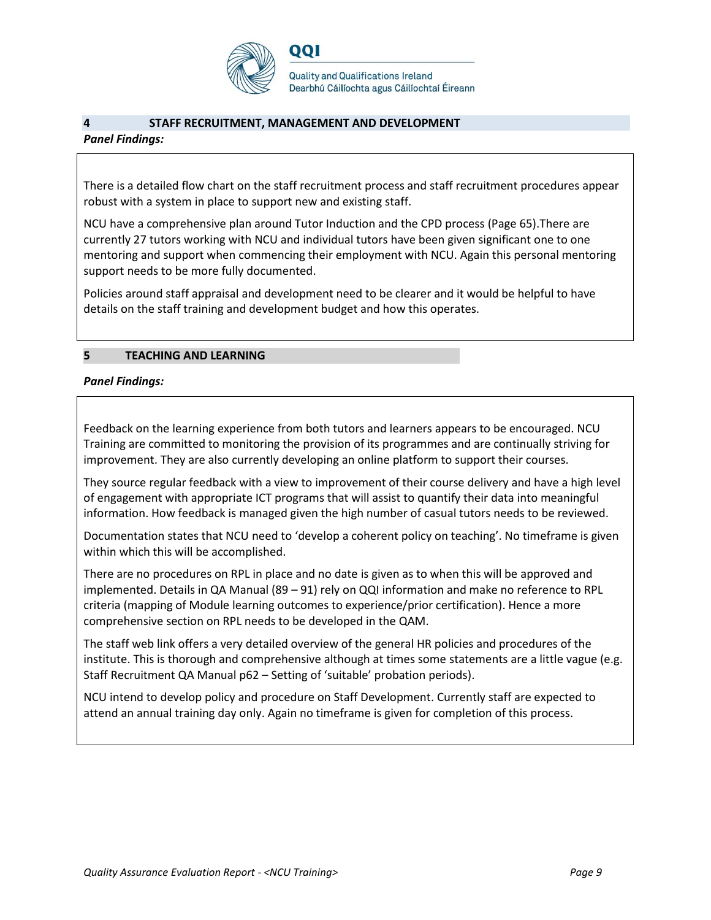## 4 STAFF RECRUITMENT, MANAGEMENT AND DEVELOPMENT

***Panel Findings:***

There is a detailed flow chart on the staff recruitment process and staff recruitment procedures appear robust with a system in place to support new and existing staff.

NCU have a comprehensive plan around Tutor Induction and the CPD process (Page 65).There are currently 27 tutors working with NCU and individual tutors have been given significant one to one mentoring and support when commencing their employment with NCU. Again this personal mentoring support needs to be more fully documented.

Policies around staff appraisal and development need to be clearer and it would be helpful to have details on the staff training and development budget and how this operates.

## 5 TEACHING AND LEARNING

***Panel Findings:***

Feedback on the learning experience from both tutors and learners appears to be encouraged. NCU Training are committed to monitoring the provision of its programmes and are continually striving for improvement. They are also currently developing an online platform to support their courses.

They source regular feedback with a view to improvement of their course delivery and have a high level of engagement with appropriate ICT programs that will assist to quantify their data into meaningful information. How feedback is managed given the high number of casual tutors needs to be reviewed.

Documentation states that NCU need to 'develop a coherent policy on teaching'. No timeframe is given within which this will be accomplished.

There are no procedures on RPL in place and no date is given as to when this will be approved and implemented. Details in QA Manual (89 – 91) rely on QQI information and make no reference to RPL criteria (mapping of Module learning outcomes to experience/prior certification). Hence a more comprehensive section on RPL needs to be developed in the QAM.

The staff web link offers a very detailed overview of the general HR policies and procedures of the institute. This is thorough and comprehensive although at times some statements are a little vague (e.g. Staff Recruitment QA Manual p62 – Setting of 'suitable' probation periods).

NCU intend to develop policy and procedure on Staff Development. Currently staff are expected to attend an annual training day only. Again no timeframe is given for completion of this process.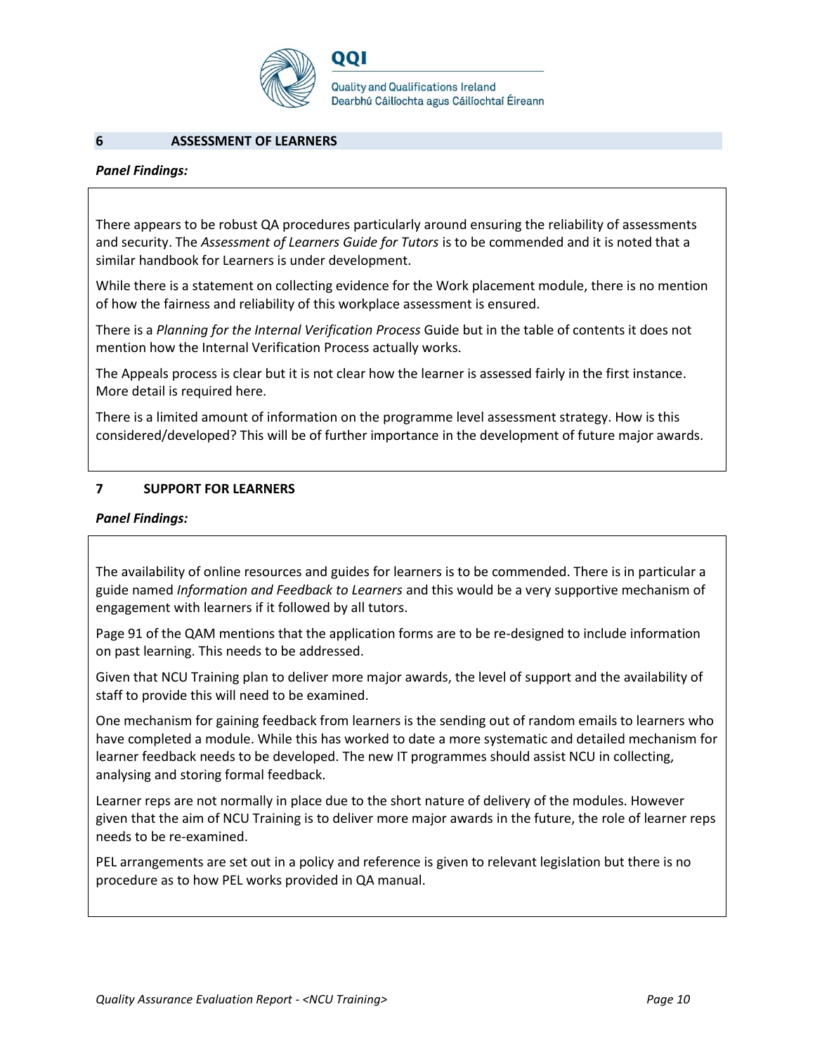## 6 ASSESSMENT OF LEARNERS

***Panel Findings:***

There appears to be robust QA procedures particularly around ensuring the reliability of assessments and security. The *Assessment of Learners Guide for Tutors* is to be commended and it is noted that a similar handbook for Learners is under development.

While there is a statement on collecting evidence for the Work placement module, there is no mention of how the fairness and reliability of this workplace assessment is ensured.

There is a *Planning for the Internal Verification Process* Guide but in the table of contents it does not mention how the Internal Verification Process actually works.

The Appeals process is clear but it is not clear how the learner is assessed fairly in the first instance. More detail is required here.

There is a limited amount of information on the programme level assessment strategy. How is this considered/developed? This will be of further importance in the development of future major awards.

## 7 SUPPORT FOR LEARNERS

***Panel Findings:***

The availability of online resources and guides for learners is to be commended. There is in particular a guide named *Information and Feedback to Learners* and this would be a very supportive mechanism of engagement with learners if it followed by all tutors.

Page 91 of the QAM mentions that the application forms are to be re-designed to include information on past learning. This needs to be addressed.

Given that NCU Training plan to deliver more major awards, the level of support and the availability of staff to provide this will need to be examined.

One mechanism for gaining feedback from learners is the sending out of random emails to learners who have completed a module. While this has worked to date a more systematic and detailed mechanism for learner feedback needs to be developed. The new IT programmes should assist NCU in collecting, analysing and storing formal feedback.

Learner reps are not normally in place due to the short nature of delivery of the modules. However given that the aim of NCU Training is to deliver more major awards in the future, the role of learner reps needs to be re-examined.

PEL arrangements are set out in a policy and reference is given to relevant legislation but there is no procedure as to how PEL works provided in QA manual.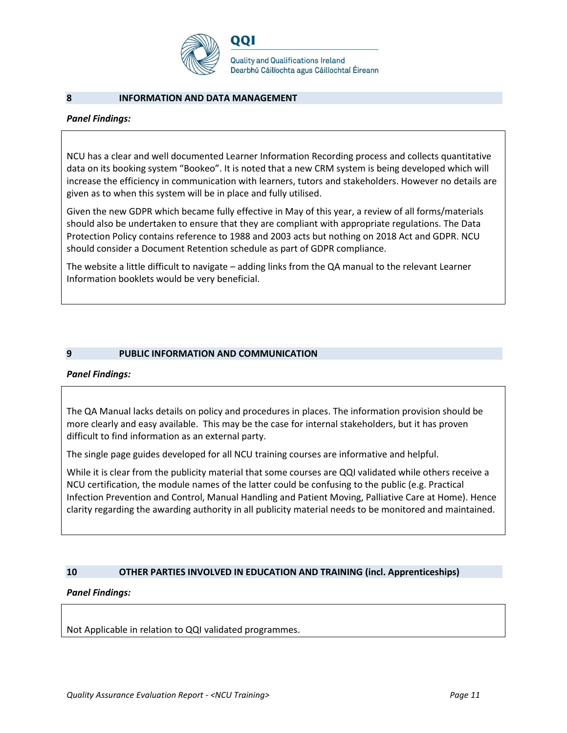## 8 INFORMATION AND DATA MANAGEMENT

***Panel Findings:***

NCU has a clear and well documented Learner Information Recording process and collects quantitative data on its booking system "Bookeo". It is noted that a new CRM system is being developed which will increase the efficiency in communication with learners, tutors and stakeholders. However no details are given as to when this system will be in place and fully utilised.

Given the new GDPR which became fully effective in May of this year, a review of all forms/materials should also be undertaken to ensure that they are compliant with appropriate regulations. The Data Protection Policy contains reference to 1988 and 2003 acts but nothing on 2018 Act and GDPR. NCU should consider a Document Retention schedule as part of GDPR compliance.

The website a little difficult to navigate – adding links from the QA manual to the relevant Learner Information booklets would be very beneficial.

## 9 PUBLIC INFORMATION AND COMMUNICATION

***Panel Findings:***

The QA Manual lacks details on policy and procedures in places. The information provision should be more clearly and easy available. This may be the case for internal stakeholders, but it has proven difficult to find information as an external party.

The single page guides developed for all NCU training courses are informative and helpful.

While it is clear from the publicity material that some courses are QQI validated while others receive a NCU certification, the module names of the latter could be confusing to the public (e.g. Practical Infection Prevention and Control, Manual Handling and Patient Moving, Palliative Care at Home). Hence clarity regarding the awarding authority in all publicity material needs to be monitored and maintained.

## 10 OTHER PARTIES INVOLVED IN EDUCATION AND TRAINING (incl. Apprenticeships)

***Panel Findings:***

Not Applicable in relation to QQI validated programmes.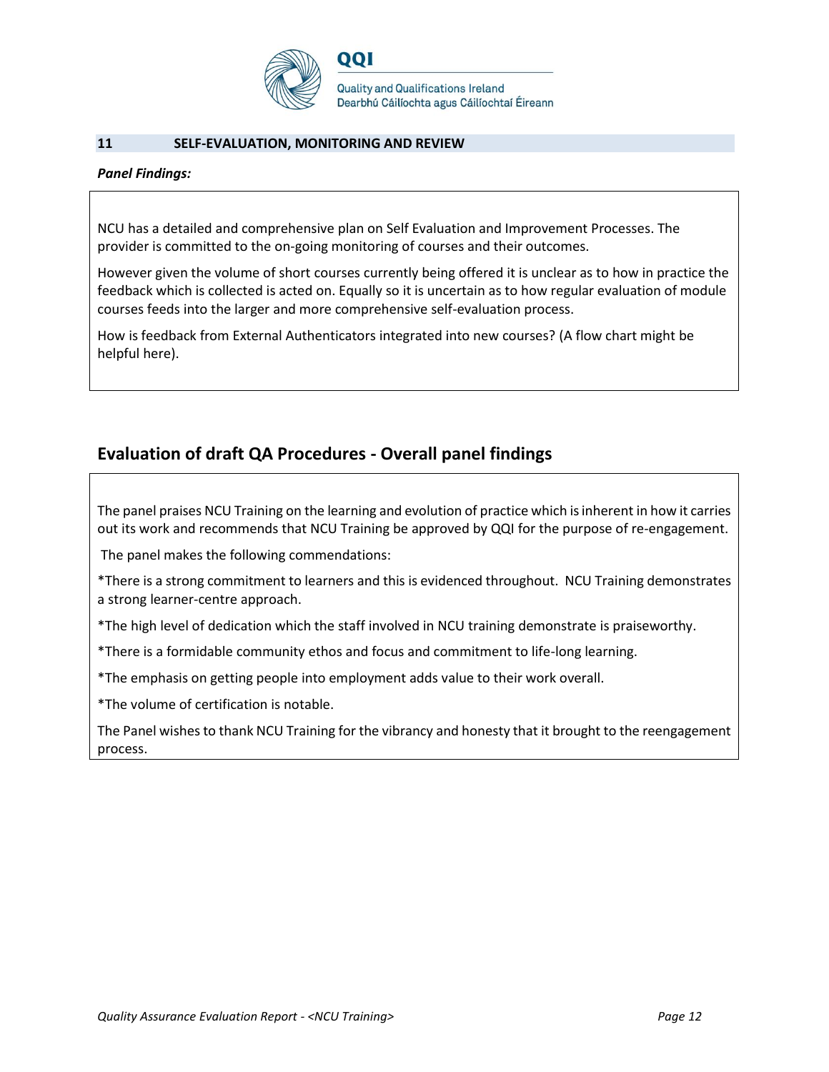## 11 SELF-EVALUATION, MONITORING AND REVIEW

***Panel Findings:***

NCU has a detailed and comprehensive plan on Self Evaluation and Improvement Processes. The provider is committed to the on-going monitoring of courses and their outcomes.

However given the volume of short courses currently being offered it is unclear as to how in practice the feedback which is collected is acted on. Equally so it is uncertain as to how regular evaluation of module courses feeds into the larger and more comprehensive self-evaluation process.

How is feedback from External Authenticators integrated into new courses? (A flow chart might be helpful here).

## Evaluation of draft QA Procedures - Overall panel findings

The panel praises NCU Training on the learning and evolution of practice which is inherent in how it carries out its work and recommends that NCU Training be approved by QQI for the purpose of re-engagement.

The panel makes the following commendations:

*There is a strong commitment to learners and this is evidenced throughout. NCU Training demonstrates a strong learner-centre approach.

*The high level of dedication which the staff involved in NCU training demonstrate is praiseworthy.

*There is a formidable community ethos and focus and commitment to life-long learning.

*The emphasis on getting people into employment adds value to their work overall.

*The volume of certification is notable.

The Panel wishes to thank NCU Training for the vibrancy and honesty that it brought to the reengagement process.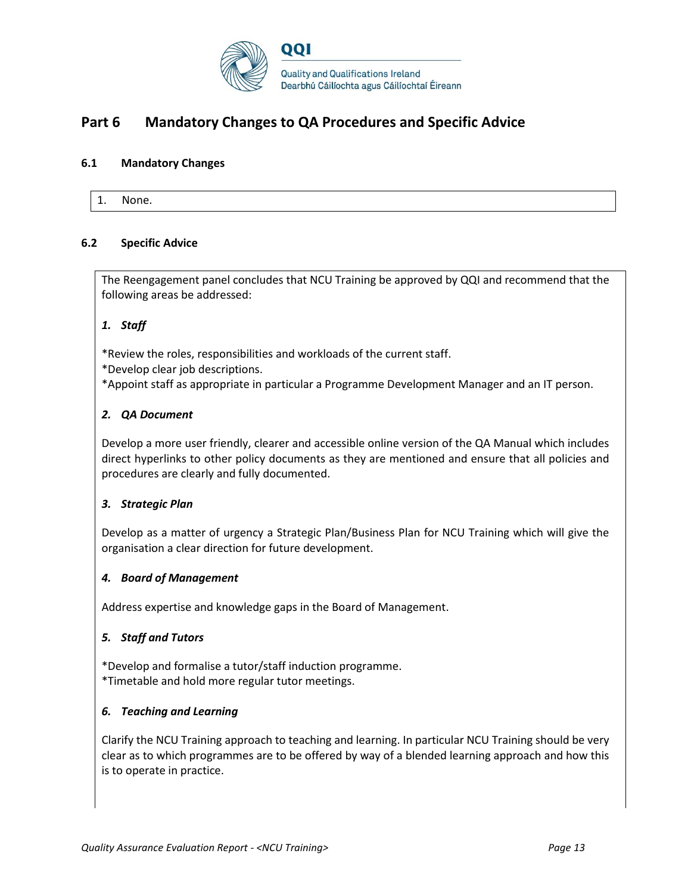## Part 6 Mandatory Changes to QA Procedures and Specific Advice

### 6.1 Mandatory Changes

1. None.

### 6.2 Specific Advice

The Reengagement panel concludes that NCU Training be approved by QQI and recommend that the following areas be addressed:

***1. Staff***

*Review the roles, responsibilities and workloads of the current staff.
*Develop clear job descriptions.
*Appoint staff as appropriate in particular a Programme Development Manager and an IT person.

***2. QA Document***

Develop a more user friendly, clearer and accessible online version of the QA Manual which includes direct hyperlinks to other policy documents as they are mentioned and ensure that all policies and procedures are clearly and fully documented.

***3. Strategic Plan***

Develop as a matter of urgency a Strategic Plan/Business Plan for NCU Training which will give the organisation a clear direction for future development.

***4. Board of Management***

Address expertise and knowledge gaps in the Board of Management.

***5. Staff and Tutors***

*Develop and formalise a tutor/staff induction programme.
*Timetable and hold more regular tutor meetings.

***6. Teaching and Learning***

Clarify the NCU Training approach to teaching and learning. In particular NCU Training should be very clear as to which programmes are to be offered by way of a blended learning approach and how this is to operate in practice.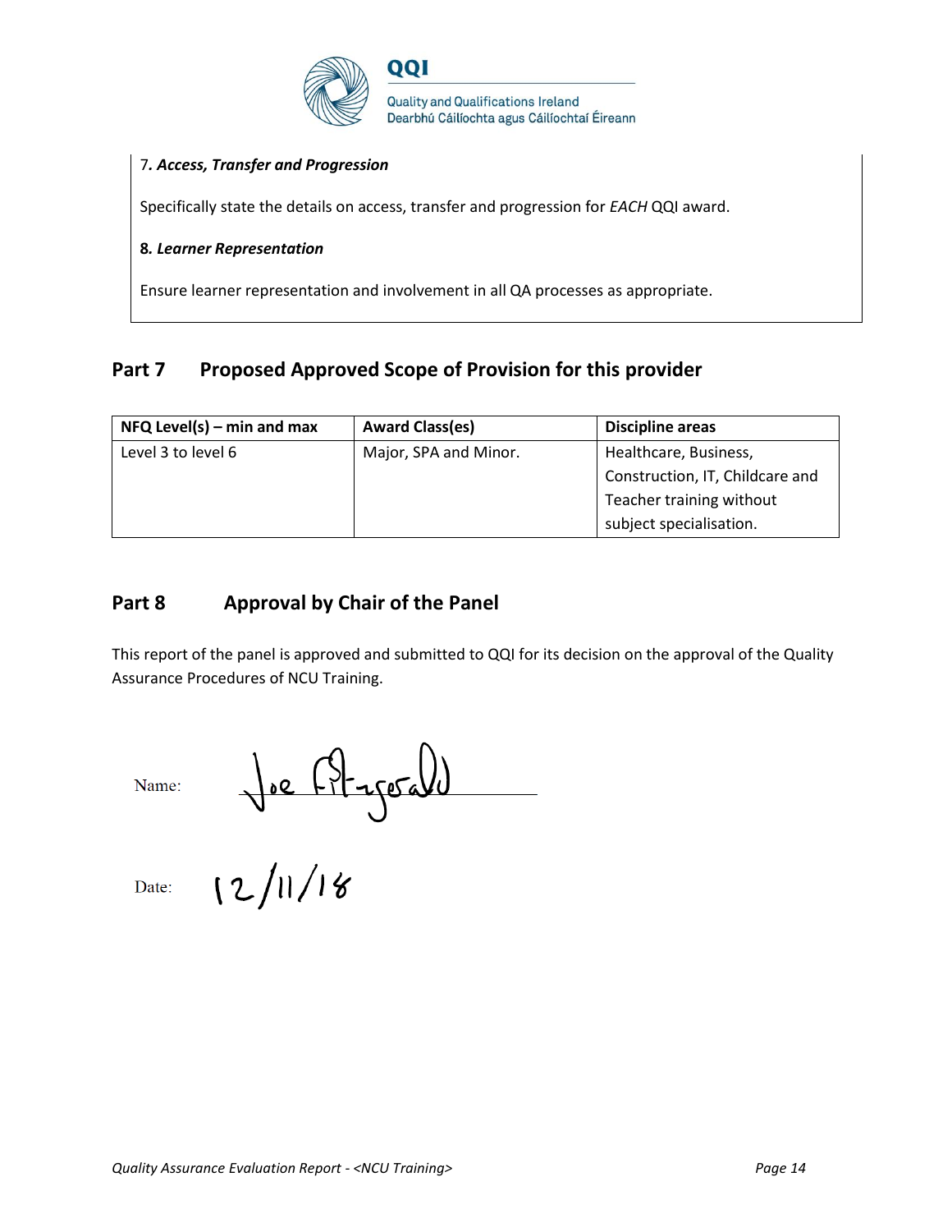7*. **Access, Transfer and Progression***

Specifically state the details on access, transfer and progression for *EACH* QQI award.

**8.** ***Learner Representation***

Ensure learner representation and involvement in all QA processes as appropriate.

## Part 7 Proposed Approved Scope of Provision for this provider

| NFQ Level(s) – min and max | Award Class(es) | Discipline areas |
| --- | --- | --- |
| Level 3 to level 6 | Major, SPA and Minor. | Healthcare, Business, Construction, IT, Childcare and Teacher training without subject specialisation. |

## Part 8 Approval by Chair of the Panel

This report of the panel is approved and submitted to QQI for its decision on the approval of the Quality Assurance Procedures of NCU Training.

Name: Joe Fitzgerald

Date: 12/11/18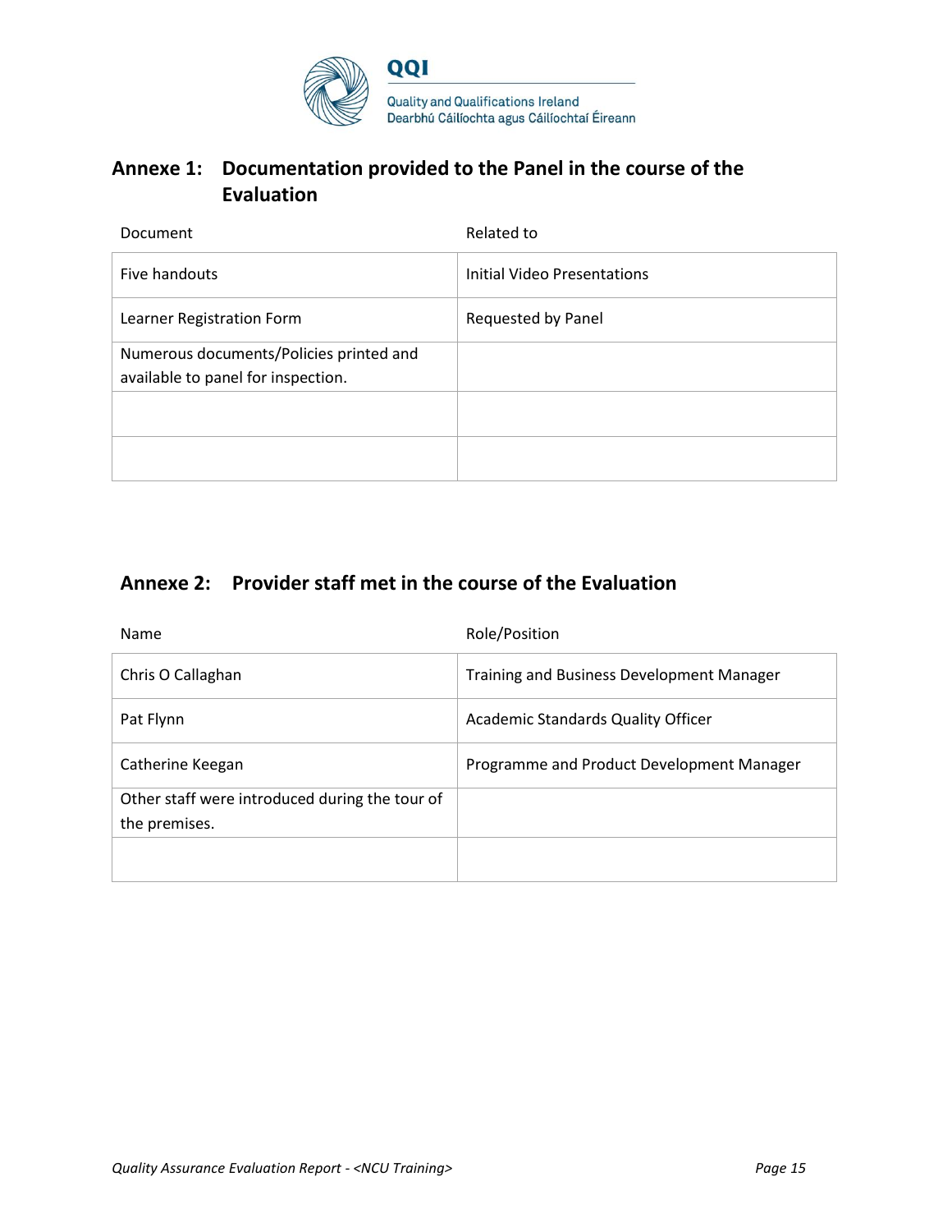## Annexe 1: Documentation provided to the Panel in the course of the Evaluation

| Document | Related to |
|---|---|
| Five handouts | Initial Video Presentations |
| Learner Registration Form | Requested by Panel |
| Numerous documents/Policies printed and available to panel for inspection. | |
| | |
| | |

## Annexe 2: Provider staff met in the course of the Evaluation

| Name | Role/Position |
|---|---|
| Chris O Callaghan | Training and Business Development Manager |
| Pat Flynn | Academic Standards Quality Officer |
| Catherine Keegan | Programme and Product Development Manager |
| Other staff were introduced during the tour of the premises. | |
| | |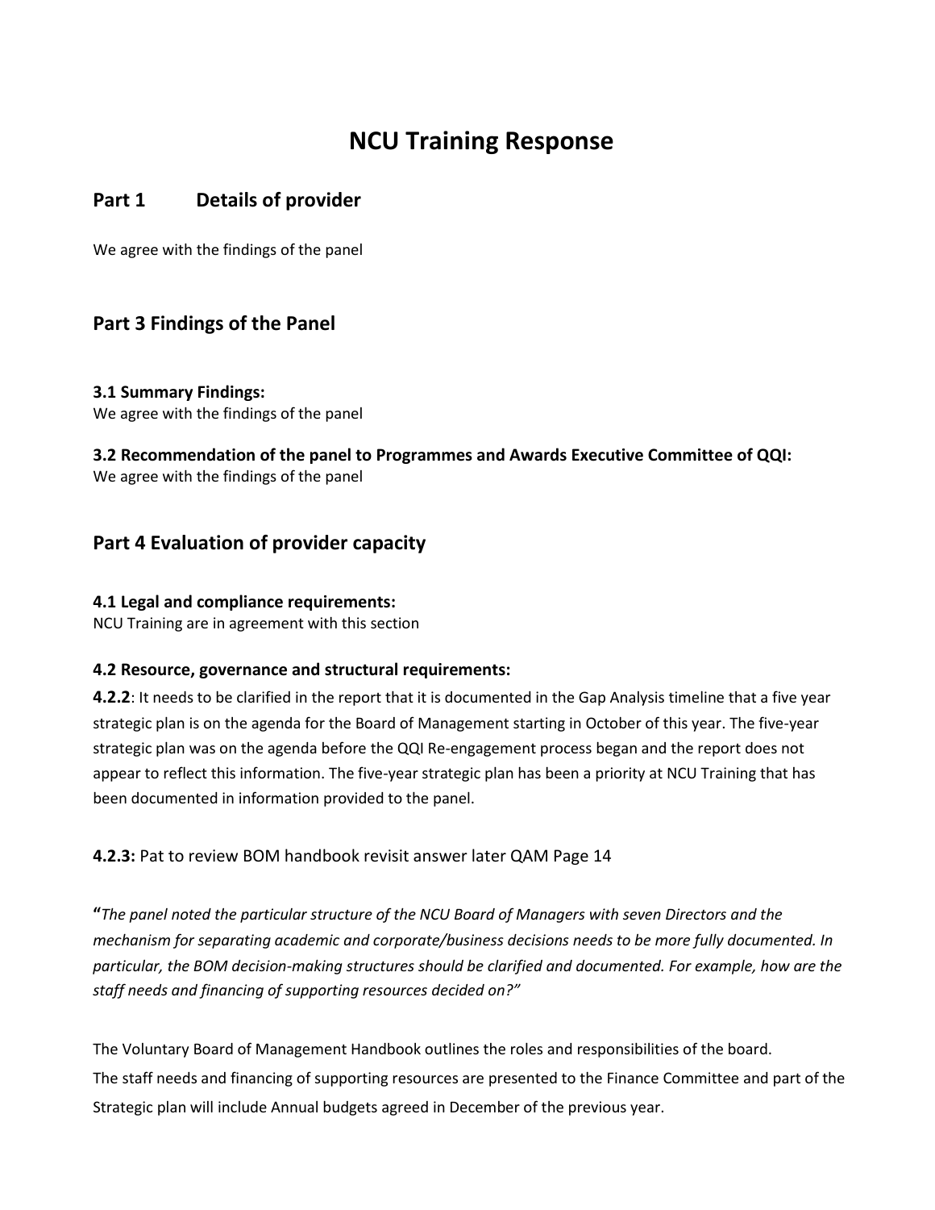# NCU Training Response

## Part 1 Details of provider

We agree with the findings of the panel

## Part 3 Findings of the Panel

### 3.1 Summary Findings:

We agree with the findings of the panel

### 3.2 Recommendation of the panel to Programmes and Awards Executive Committee of QQI:

We agree with the findings of the panel

## Part 4 Evaluation of provider capacity

### 4.1 Legal and compliance requirements:

NCU Training are in agreement with this section

### 4.2 Resource, governance and structural requirements:

**4.2.2**: It needs to be clarified in the report that it is documented in the Gap Analysis timeline that a five year strategic plan is on the agenda for the Board of Management starting in October of this year. The five-year strategic plan was on the agenda before the QQI Re-engagement process began and the report does not appear to reflect this information. The five-year strategic plan has been a priority at NCU Training that has been documented in information provided to the panel.

**4.2.3:** Pat to review BOM handbook revisit answer later QAM Page 14

**"***The panel noted the particular structure of the NCU Board of Managers with seven Directors and the mechanism for separating academic and corporate/business decisions needs to be more fully documented. In particular, the BOM decision-making structures should be clarified and documented. For example, how are the staff needs and financing of supporting resources decided on?"*

The Voluntary Board of Management Handbook outlines the roles and responsibilities of the board.
The staff needs and financing of supporting resources are presented to the Finance Committee and part of the Strategic plan will include Annual budgets agreed in December of the previous year.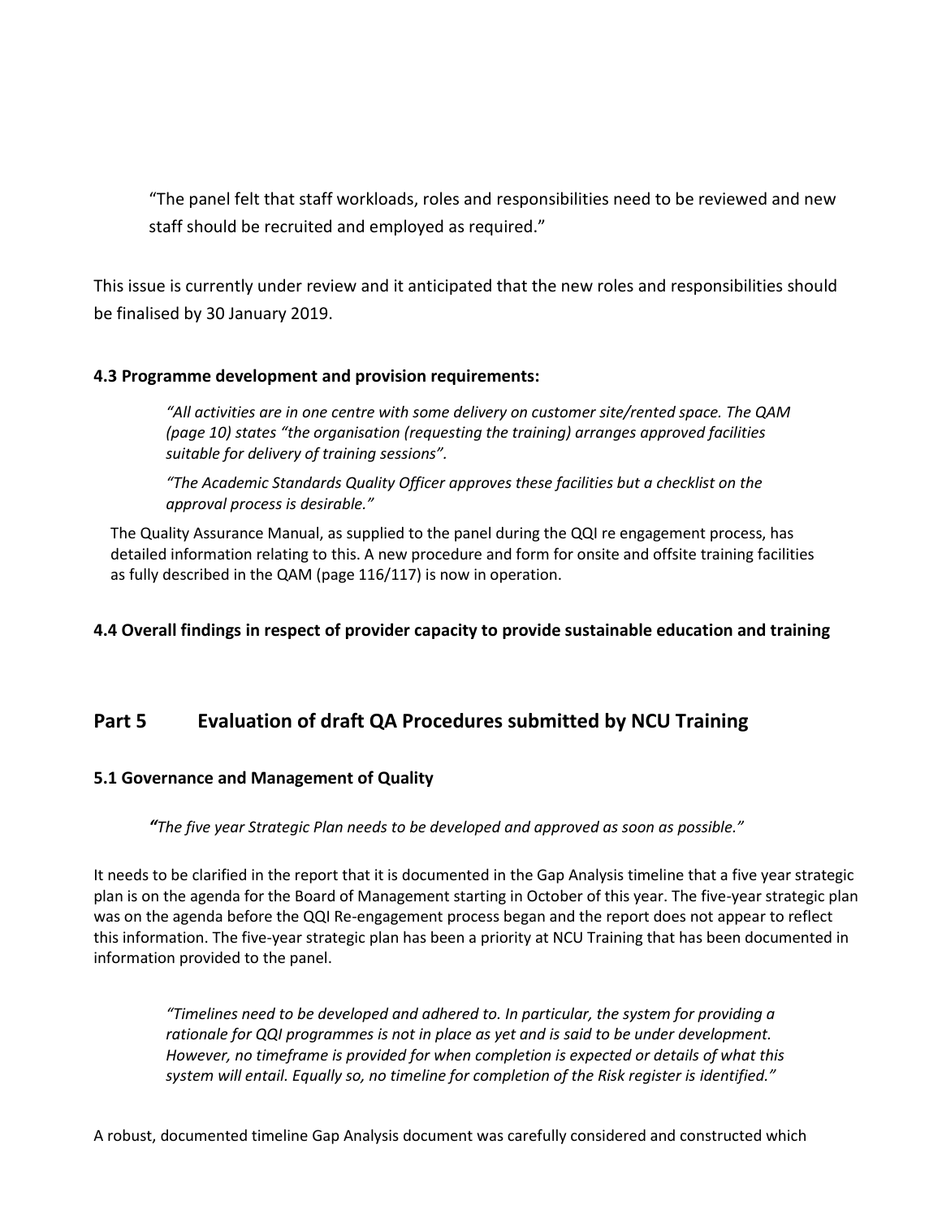> "The panel felt that staff workloads, roles and responsibilities need to be reviewed and new staff should be recruited and employed as required."

This issue is currently under review and it anticipated that the new roles and responsibilities should be finalised by 30 January 2019.

### 4.3 Programme development and provision requirements:

> *"All activities are in one centre with some delivery on customer site/rented space. The QAM (page 10) states "the organisation (requesting the training) arranges approved facilities suitable for delivery of training sessions".*
>
> *"The Academic Standards Quality Officer approves these facilities but a checklist on the approval process is desirable."*

The Quality Assurance Manual, as supplied to the panel during the QQI re engagement process, has detailed information relating to this. A new procedure and form for onsite and offsite training facilities as fully described in the QAM (page 116/117) is now in operation.

### 4.4 Overall findings in respect of provider capacity to provide sustainable education and training

## Part 5 Evaluation of draft QA Procedures submitted by NCU Training

### 5.1 Governance and Management of Quality

> ***"****The five year Strategic Plan needs to be developed and approved as soon as possible."*

It needs to be clarified in the report that it is documented in the Gap Analysis timeline that a five year strategic plan is on the agenda for the Board of Management starting in October of this year. The five-year strategic plan was on the agenda before the QQI Re-engagement process began and the report does not appear to reflect this information. The five-year strategic plan has been a priority at NCU Training that has been documented in information provided to the panel.

> *"Timelines need to be developed and adhered to. In particular, the system for providing a rationale for QQI programmes is not in place as yet and is said to be under development. However, no timeframe is provided for when completion is expected or details of what this system will entail. Equally so, no timeline for completion of the Risk register is identified."*

A robust, documented timeline Gap Analysis document was carefully considered and constructed which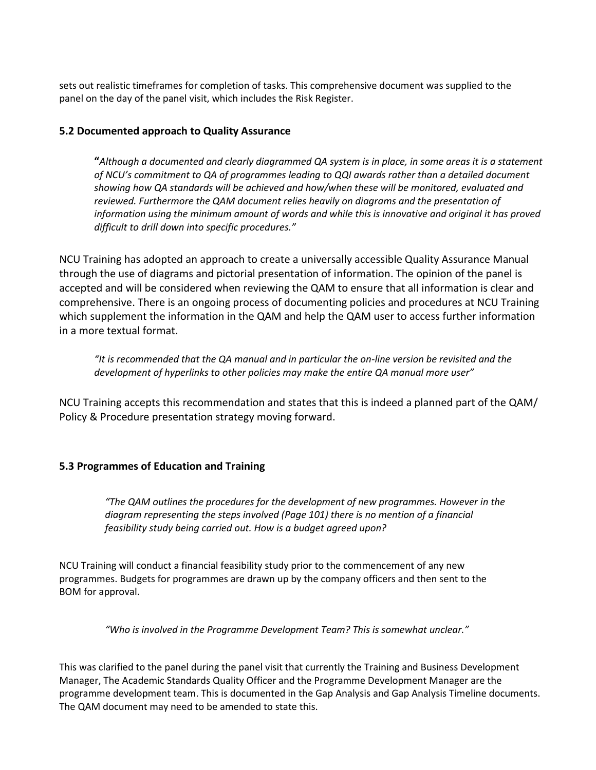sets out realistic timeframes for completion of tasks. This comprehensive document was supplied to the panel on the day of the panel visit, which includes the Risk Register.

### 5.2 Documented approach to Quality Assurance

> **"***Although a documented and clearly diagrammed QA system is in place, in some areas it is a statement of NCU's commitment to QA of programmes leading to QQI awards rather than a detailed document showing how QA standards will be achieved and how/when these will be monitored, evaluated and reviewed. Furthermore the QAM document relies heavily on diagrams and the presentation of information using the minimum amount of words and while this is innovative and original it has proved difficult to drill down into specific procedures."*

NCU Training has adopted an approach to create a universally accessible Quality Assurance Manual through the use of diagrams and pictorial presentation of information. The opinion of the panel is accepted and will be considered when reviewing the QAM to ensure that all information is clear and comprehensive. There is an ongoing process of documenting policies and procedures at NCU Training which supplement the information in the QAM and help the QAM user to access further information in a more textual format.

> *"It is recommended that the QA manual and in particular the on-line version be revisited and the development of hyperlinks to other policies may make the entire QA manual more user"*

NCU Training accepts this recommendation and states that this is indeed a planned part of the QAM/ Policy & Procedure presentation strategy moving forward.

### 5.3 Programmes of Education and Training

> *"The QAM outlines the procedures for the development of new programmes. However in the diagram representing the steps involved (Page 101) there is no mention of a financial feasibility study being carried out. How is a budget agreed upon?*

NCU Training will conduct a financial feasibility study prior to the commencement of any new programmes. Budgets for programmes are drawn up by the company officers and then sent to the BOM for approval.

> *"Who is involved in the Programme Development Team? This is somewhat unclear."*

This was clarified to the panel during the panel visit that currently the Training and Business Development Manager, The Academic Standards Quality Officer and the Programme Development Manager are the programme development team. This is documented in the Gap Analysis and Gap Analysis Timeline documents. The QAM document may need to be amended to state this.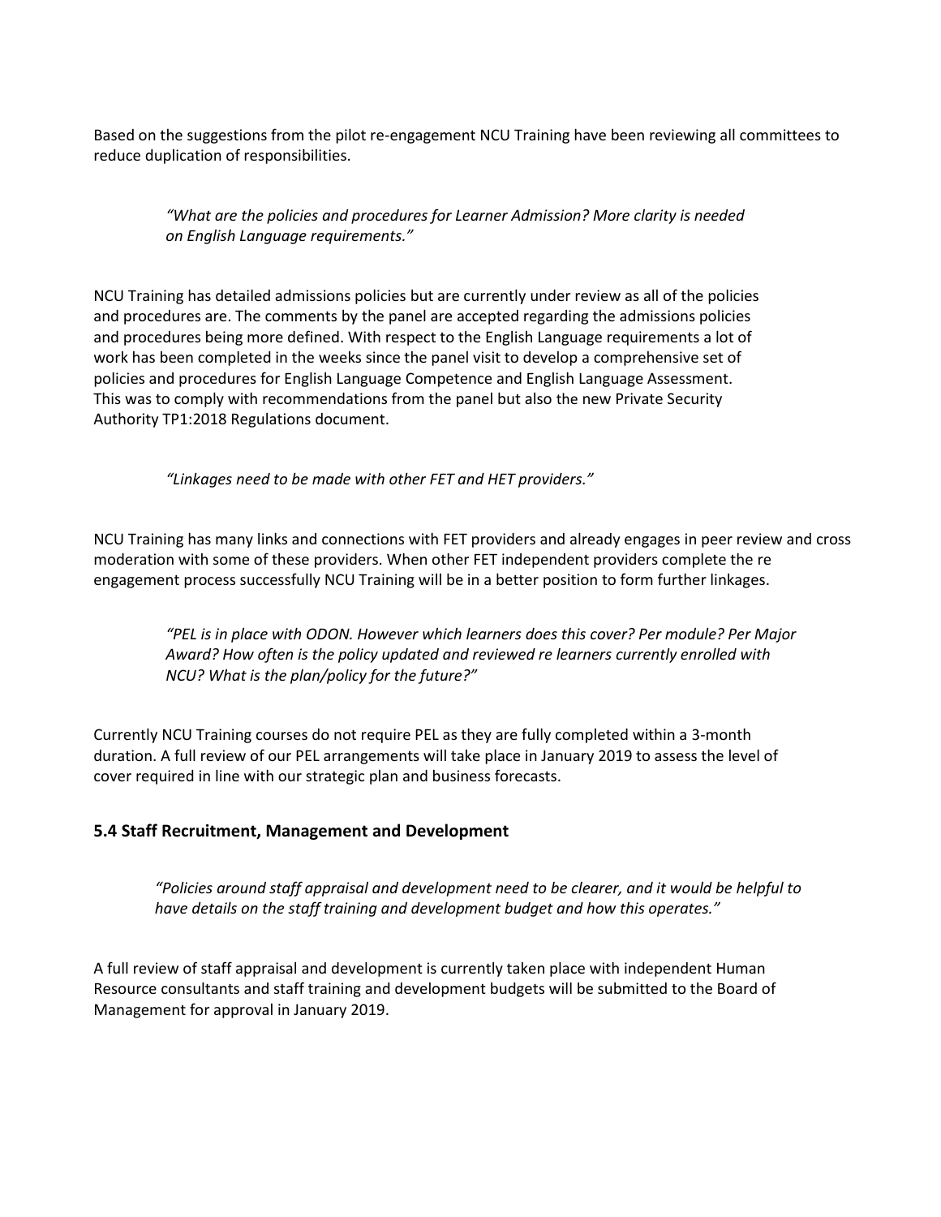Based on the suggestions from the pilot re-engagement NCU Training have been reviewing all committees to reduce duplication of responsibilities.

> *"What are the policies and procedures for Learner Admission? More clarity is needed on English Language requirements."*

NCU Training has detailed admissions policies but are currently under review as all of the policies and procedures are. The comments by the panel are accepted regarding the admissions policies and procedures being more defined. With respect to the English Language requirements a lot of work has been completed in the weeks since the panel visit to develop a comprehensive set of policies and procedures for English Language Competence and English Language Assessment. This was to comply with recommendations from the panel but also the new Private Security Authority TP1:2018 Regulations document.

> *"Linkages need to be made with other FET and HET providers."*

NCU Training has many links and connections with FET providers and already engages in peer review and cross moderation with some of these providers. When other FET independent providers complete the re engagement process successfully NCU Training will be in a better position to form further linkages.

> *"PEL is in place with ODON. However which learners does this cover? Per module? Per Major Award? How often is the policy updated and reviewed re learners currently enrolled with NCU? What is the plan/policy for the future?"*

Currently NCU Training courses do not require PEL as they are fully completed within a 3-month duration. A full review of our PEL arrangements will take place in January 2019 to assess the level of cover required in line with our strategic plan and business forecasts.

## 5.4 Staff Recruitment, Management and Development

> *"Policies around staff appraisal and development need to be clearer, and it would be helpful to have details on the staff training and development budget and how this operates."*

A full review of staff appraisal and development is currently taken place with independent Human Resource consultants and staff training and development budgets will be submitted to the Board of Management for approval in January 2019.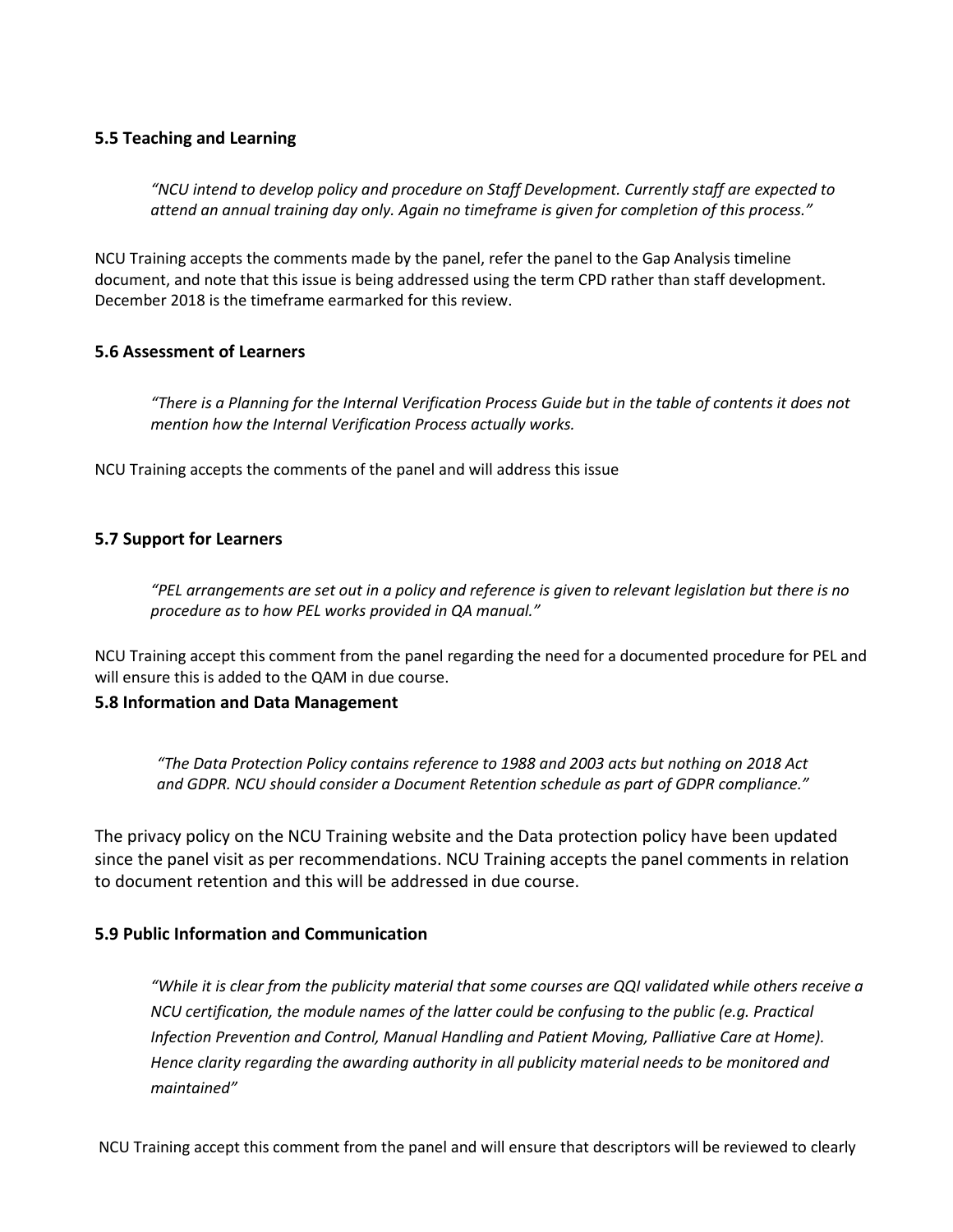### 5.5 Teaching and Learning

> *"NCU intend to develop policy and procedure on Staff Development. Currently staff are expected to attend an annual training day only. Again no timeframe is given for completion of this process."*

NCU Training accepts the comments made by the panel, refer the panel to the Gap Analysis timeline document, and note that this issue is being addressed using the term CPD rather than staff development. December 2018 is the timeframe earmarked for this review.

### 5.6 Assessment of Learners

> *"There is a Planning for the Internal Verification Process Guide but in the table of contents it does not mention how the Internal Verification Process actually works.*

NCU Training accepts the comments of the panel and will address this issue

### 5.7 Support for Learners

> *"PEL arrangements are set out in a policy and reference is given to relevant legislation but there is no procedure as to how PEL works provided in QA manual."*

NCU Training accept this comment from the panel regarding the need for a documented procedure for PEL and will ensure this is added to the QAM in due course.

### 5.8 Information and Data Management

> *"The Data Protection Policy contains reference to 1988 and 2003 acts but nothing on 2018 Act and GDPR. NCU should consider a Document Retention schedule as part of GDPR compliance."*

The privacy policy on the NCU Training website and the Data protection policy have been updated since the panel visit as per recommendations. NCU Training accepts the panel comments in relation to document retention and this will be addressed in due course.

### 5.9 Public Information and Communication

> *"While it is clear from the publicity material that some courses are QQI validated while others receive a NCU certification, the module names of the latter could be confusing to the public (e.g. Practical Infection Prevention and Control, Manual Handling and Patient Moving, Palliative Care at Home). Hence clarity regarding the awarding authority in all publicity material needs to be monitored and maintained"*

NCU Training accept this comment from the panel and will ensure that descriptors will be reviewed to clearly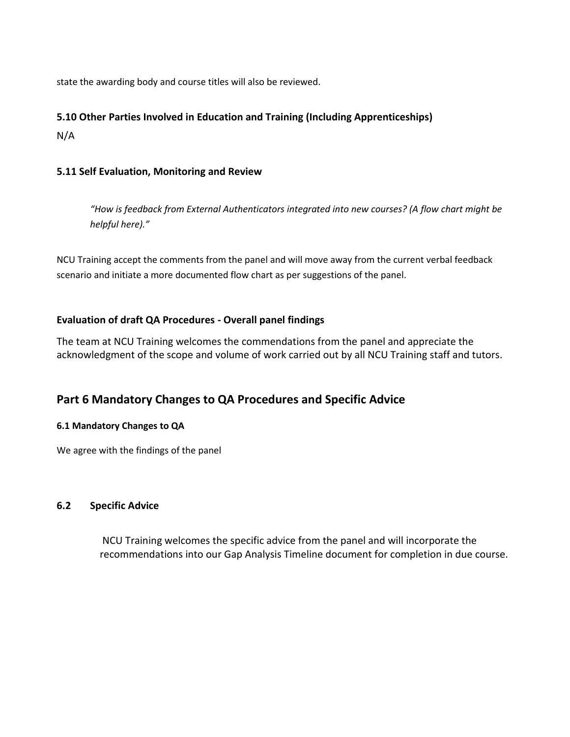state the awarding body and course titles will also be reviewed.

### 5.10 Other Parties Involved in Education and Training (Including Apprenticeships)

N/A

### 5.11 Self Evaluation, Monitoring and Review

> *"How is feedback from External Authenticators integrated into new courses? (A flow chart might be helpful here)."*

NCU Training accept the comments from the panel and will move away from the current verbal feedback scenario and initiate a more documented flow chart as per suggestions of the panel.

### Evaluation of draft QA Procedures - Overall panel findings

The team at NCU Training welcomes the commendations from the panel and appreciate the acknowledgment of the scope and volume of work carried out by all NCU Training staff and tutors.

## Part 6 Mandatory Changes to QA Procedures and Specific Advice

#### 6.1 Mandatory Changes to QA

We agree with the findings of the panel

### 6.2 Specific Advice

NCU Training welcomes the specific advice from the panel and will incorporate the recommendations into our Gap Analysis Timeline document for completion in due course.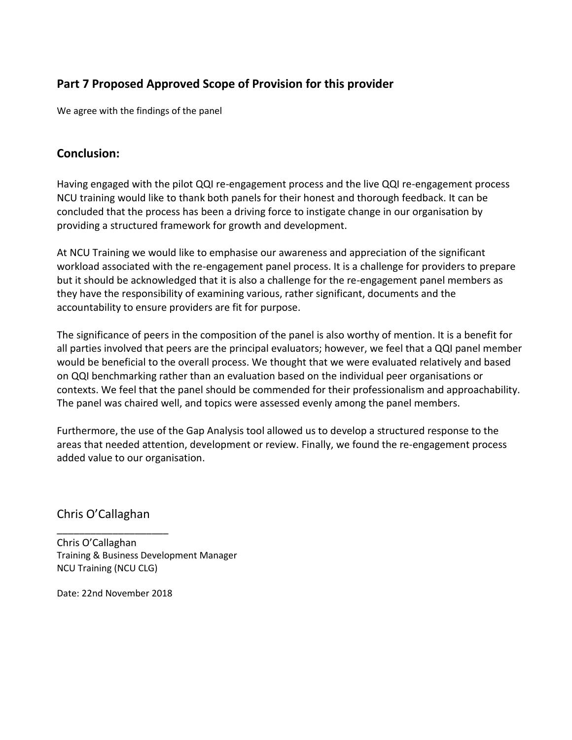## Part 7 Proposed Approved Scope of Provision for this provider

We agree with the findings of the panel

## Conclusion:

Having engaged with the pilot QQI re-engagement process and the live QQI re-engagement process NCU training would like to thank both panels for their honest and thorough feedback. It can be concluded that the process has been a driving force to instigate change in our organisation by providing a structured framework for growth and development.

At NCU Training we would like to emphasise our awareness and appreciation of the significant workload associated with the re-engagement panel process. It is a challenge for providers to prepare but it should be acknowledged that it is also a challenge for the re-engagement panel members as they have the responsibility of examining various, rather significant, documents and the accountability to ensure providers are fit for purpose.

The significance of peers in the composition of the panel is also worthy of mention. It is a benefit for all parties involved that peers are the principal evaluators; however, we feel that a QQI panel member would be beneficial to the overall process. We thought that we were evaluated relatively and based on QQI benchmarking rather than an evaluation based on the individual peer organisations or contexts. We feel that the panel should be commended for their professionalism and approachability. The panel was chaired well, and topics were assessed evenly among the panel members.

Furthermore, the use of the Gap Analysis tool allowed us to develop a structured response to the areas that needed attention, development or review. Finally, we found the re-engagement process added value to our organisation.

Chris O'Callaghan

\_\_\_\_\_\_\_\_\_\_\_\_\_\_\_\_\_\_\_\_

Chris O'Callaghan
Training & Business Development Manager
NCU Training (NCU CLG)

Date: 22nd November 2018